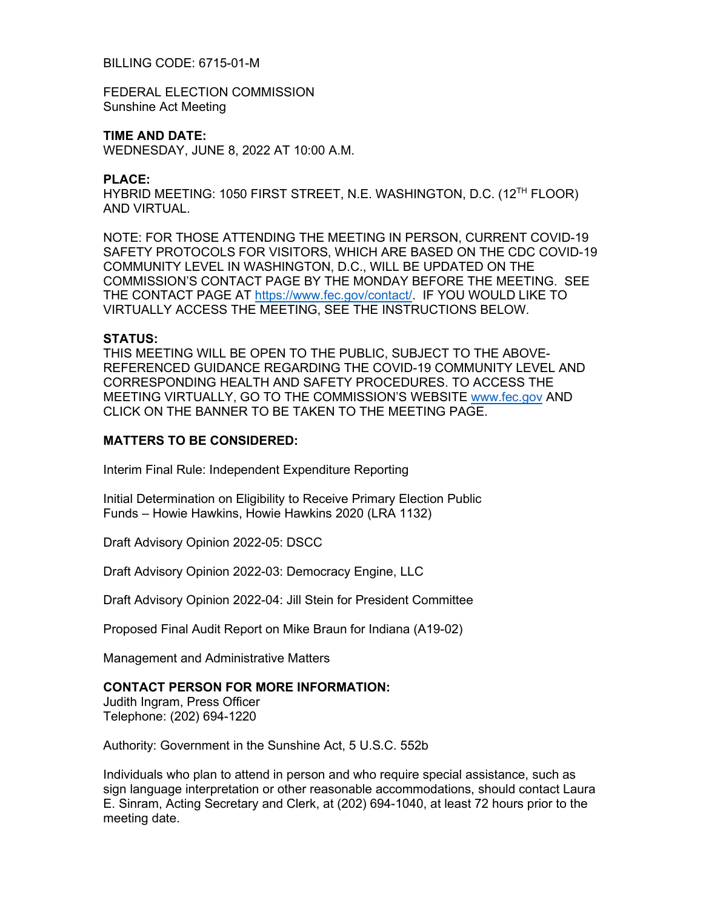BILLING CODE: 6715-01-M

FEDERAL ELECTION COMMISSION
Sunshine Act Meeting

**TIME AND DATE:**
WEDNESDAY, JUNE 8, 2022 AT 10:00 A.M.

**PLACE:**
HYBRID MEETING: 1050 FIRST STREET, N.E. WASHINGTON, D.C. (12TH FLOOR) AND VIRTUAL.

NOTE: FOR THOSE ATTENDING THE MEETING IN PERSON, CURRENT COVID-19 SAFETY PROTOCOLS FOR VISITORS, WHICH ARE BASED ON THE CDC COVID-19 COMMUNITY LEVEL IN WASHINGTON, D.C., WILL BE UPDATED ON THE COMMISSION'S CONTACT PAGE BY THE MONDAY BEFORE THE MEETING. SEE THE CONTACT PAGE AT https://www.fec.gov/contact/. IF YOU WOULD LIKE TO VIRTUALLY ACCESS THE MEETING, SEE THE INSTRUCTIONS BELOW.

**STATUS:**
THIS MEETING WILL BE OPEN TO THE PUBLIC, SUBJECT TO THE ABOVE-REFERENCED GUIDANCE REGARDING THE COVID-19 COMMUNITY LEVEL AND CORRESPONDING HEALTH AND SAFETY PROCEDURES. TO ACCESS THE MEETING VIRTUALLY, GO TO THE COMMISSION'S WEBSITE www.fec.gov AND CLICK ON THE BANNER TO BE TAKEN TO THE MEETING PAGE.

**MATTERS TO BE CONSIDERED:**

Interim Final Rule: Independent Expenditure Reporting

Initial Determination on Eligibility to Receive Primary Election Public Funds – Howie Hawkins, Howie Hawkins 2020 (LRA 1132)

Draft Advisory Opinion 2022-05: DSCC

Draft Advisory Opinion 2022-03: Democracy Engine, LLC

Draft Advisory Opinion 2022-04: Jill Stein for President Committee

Proposed Final Audit Report on Mike Braun for Indiana (A19-02)

Management and Administrative Matters

**CONTACT PERSON FOR MORE INFORMATION:**
Judith Ingram, Press Officer
Telephone: (202) 694-1220

Authority: Government in the Sunshine Act, 5 U.S.C. 552b

Individuals who plan to attend in person and who require special assistance, such as sign language interpretation or other reasonable accommodations, should contact Laura E. Sinram, Acting Secretary and Clerk, at (202) 694-1040, at least 72 hours prior to the meeting date.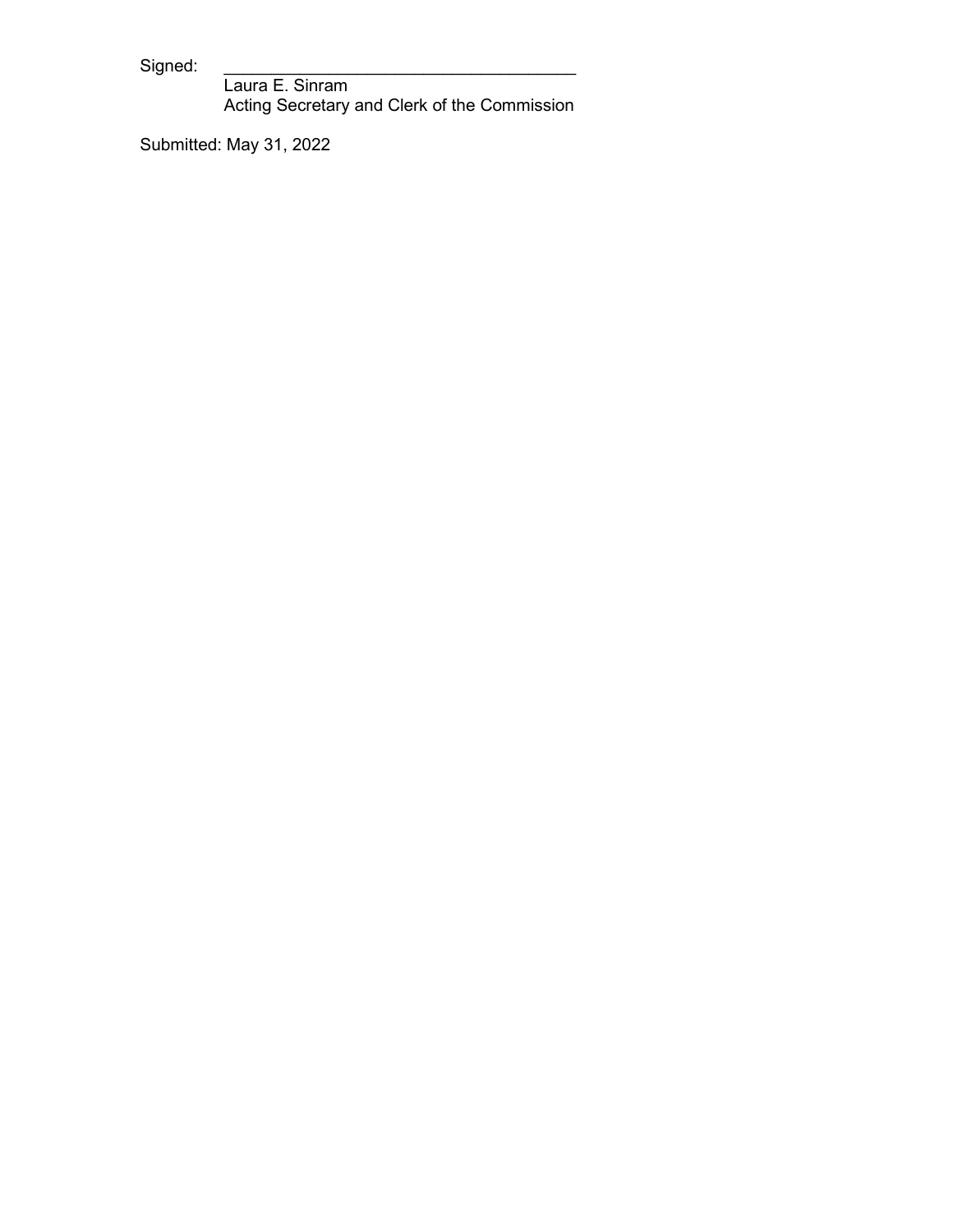Signed: ______________________________________
Laura E. Sinram
Acting Secretary and Clerk of the Commission

Submitted: May 31, 2022